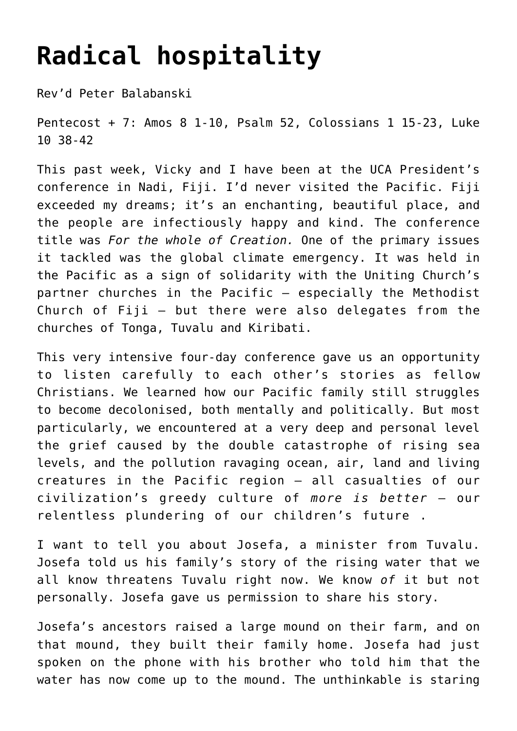# Radical hospitality

Rev'd Peter Balabanski

Pentecost + 7: Amos 8 1-10, Psalm 52, Colossians 1 15-23, Luke 10 38-42

This past week, Vicky and I have been at the UCA President's conference in Nadi, Fiji. I'd never visited the Pacific. Fiji exceeded my dreams; it's an enchanting, beautiful place, and the people are infectiously happy and kind. The conference title was *For the whole of Creation.* One of the primary issues it tackled was the global climate emergency. It was held in the Pacific as a sign of solidarity with the Uniting Church's partner churches in the Pacific – especially the Methodist Church of Fiji – but there were also delegates from the churches of Tonga, Tuvalu and Kiribati.

This very intensive four-day conference gave us an opportunity to listen carefully to each other's stories as fellow Christians. We learned how our Pacific family still struggles to become decolonised, both mentally and politically. But most particularly, we encountered at a very deep and personal level the grief caused by the double catastrophe of rising sea levels, and the pollution ravaging ocean, air, land and living creatures in the Pacific region – all casualties of our civilization's greedy culture of *more is better* – our relentless plundering of our children's future .

I want to tell you about Josefa, a minister from Tuvalu. Josefa told us his family's story of the rising water that we all know threatens Tuvalu right now. We know *of* it but not personally. Josefa gave us permission to share his story.

Josefa's ancestors raised a large mound on their farm, and on that mound, they built their family home. Josefa had just spoken on the phone with his brother who told him that the water has now come up to the mound. The unthinkable is staring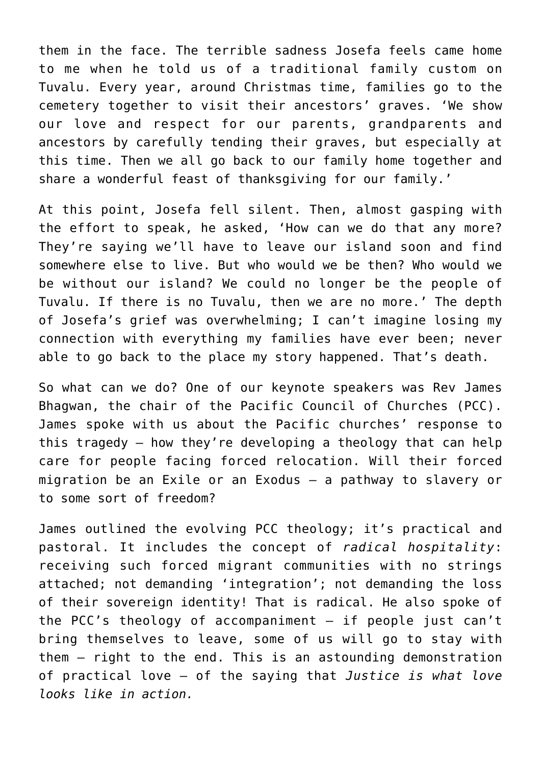them in the face. The terrible sadness Josefa feels came home to me when he told us of a traditional family custom on Tuvalu. Every year, around Christmas time, families go to the cemetery together to visit their ancestors' graves. 'We show our love and respect for our parents, grandparents and ancestors by carefully tending their graves, but especially at this time. Then we all go back to our family home together and share a wonderful feast of thanksgiving for our family.'

At this point, Josefa fell silent. Then, almost gasping with the effort to speak, he asked, 'How can we do that any more? They're saying we'll have to leave our island soon and find somewhere else to live. But who would we be then? Who would we be without our island? We could no longer be the people of Tuvalu. If there is no Tuvalu, then we are no more.' The depth of Josefa's grief was overwhelming; I can't imagine losing my connection with everything my families have ever been; never able to go back to the place my story happened. That's death.

So what can we do? One of our keynote speakers was Rev James Bhagwan, the chair of the Pacific Council of Churches (PCC). James spoke with us about the Pacific churches' response to this tragedy – how they're developing a theology that can help care for people facing forced relocation. Will their forced migration be an Exile or an Exodus – a pathway to slavery or to some sort of freedom?

James outlined the evolving PCC theology; it's practical and pastoral. It includes the concept of *radical hospitality*: receiving such forced migrant communities with no strings attached; not demanding 'integration'; not demanding the loss of their sovereign identity! That is radical. He also spoke of the PCC's theology of accompaniment – if people just can't bring themselves to leave, some of us will go to stay with them – right to the end. This is an astounding demonstration of practical love – of the saying that *Justice is what love looks like in action.*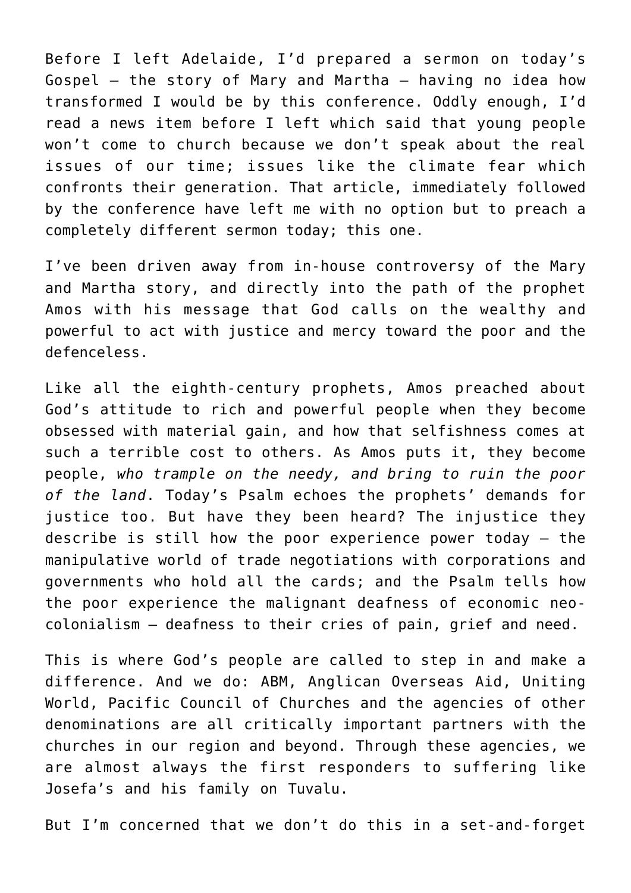Before I left Adelaide, I'd prepared a sermon on today's Gospel – the story of Mary and Martha – having no idea how transformed I would be by this conference. Oddly enough, I'd read a news item before I left which said that young people won't come to church because we don't speak about the real issues of our time; issues like the climate fear which confronts their generation. That article, immediately followed by the conference have left me with no option but to preach a completely different sermon today; this one.

I've been driven away from in-house controversy of the Mary and Martha story, and directly into the path of the prophet Amos with his message that God calls on the wealthy and powerful to act with justice and mercy toward the poor and the defenceless.

Like all the eighth-century prophets, Amos preached about God's attitude to rich and powerful people when they become obsessed with material gain, and how that selfishness comes at such a terrible cost to others. As Amos puts it, they become people, *who trample on the needy, and bring to ruin the poor of the land*. Today's Psalm echoes the prophets' demands for justice too. But have they been heard? The injustice they describe is still how the poor experience power today – the manipulative world of trade negotiations with corporations and governments who hold all the cards; and the Psalm tells how the poor experience the malignant deafness of economic neo-colonialism – deafness to their cries of pain, grief and need.

This is where God's people are called to step in and make a difference. And we do: ABM, Anglican Overseas Aid, Uniting World, Pacific Council of Churches and the agencies of other denominations are all critically important partners with the churches in our region and beyond. Through these agencies, we are almost always the first responders to suffering like Josefa's and his family on Tuvalu.

But I'm concerned that we don't do this in a set-and-forget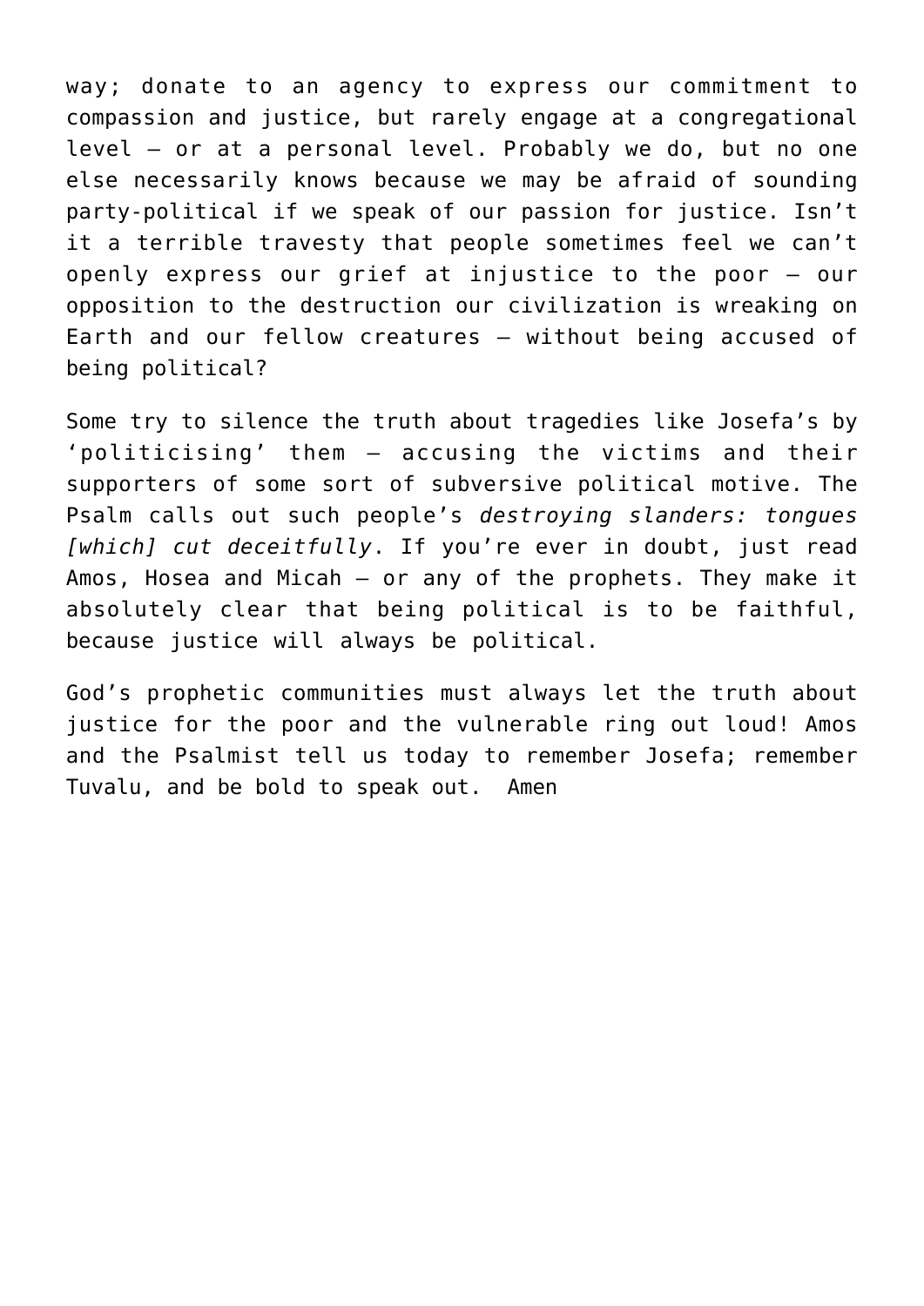way; donate to an agency to express our commitment to compassion and justice, but rarely engage at a congregational level – or at a personal level. Probably we do, but no one else necessarily knows because we may be afraid of sounding party-political if we speak of our passion for justice. Isn't it a terrible travesty that people sometimes feel we can't openly express our grief at injustice to the poor – our opposition to the destruction our civilization is wreaking on Earth and our fellow creatures – without being accused of being political?

Some try to silence the truth about tragedies like Josefa's by 'politicising' them – accusing the victims and their supporters of some sort of subversive political motive. The Psalm calls out such people's *destroying slanders: tongues [which] cut deceitfully*. If you're ever in doubt, just read Amos, Hosea and Micah – or any of the prophets. They make it absolutely clear that being political is to be faithful, because justice will always be political.

God's prophetic communities must always let the truth about justice for the poor and the vulnerable ring out loud! Amos and the Psalmist tell us today to remember Josefa; remember Tuvalu, and be bold to speak out. Amen